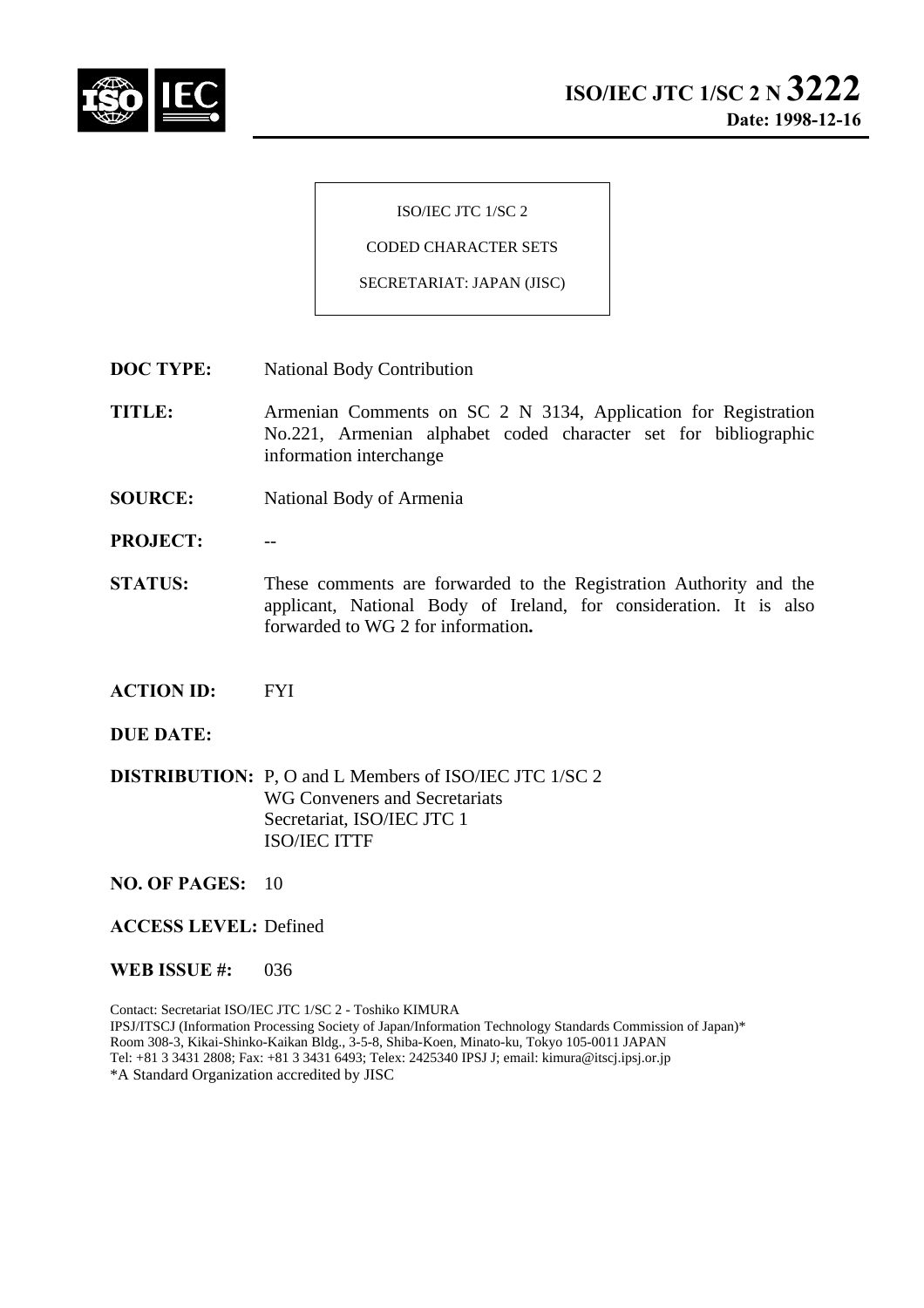# ISO/IEC JTC 1/SC 2 N 3222

**Date: 1998-12-16**

ISO/IEC JTC 1/SC 2

CODED CHARACTER SETS

SECRETARIAT: JAPAN (JISC)

**DOC TYPE:** National Body Contribution

**TITLE:** Armenian Comments on SC 2 N 3134, Application for Registration No.221, Armenian alphabet coded character set for bibliographic information interchange

**SOURCE:** National Body of Armenia

**PROJECT:** --

**STATUS:** These comments are forwarded to the Registration Authority and the applicant, National Body of Ireland, for consideration. It is also forwarded to WG 2 for information**.**

**ACTION ID:** FYI

**DUE DATE:**

**DISTRIBUTION:** P, O and L Members of ISO/IEC JTC 1/SC 2
WG Conveners and Secretariats
Secretariat, ISO/IEC JTC 1
ISO/IEC ITTF

**NO. OF PAGES:** 10

**ACCESS LEVEL:** Defined

**WEB ISSUE #:** 036

Contact: Secretariat ISO/IEC JTC 1/SC 2 - Toshiko KIMURA
IPSJ/ITSCJ (Information Processing Society of Japan/Information Technology Standards Commission of Japan)*
Room 308-3, Kikai-Shinko-Kaikan Bldg., 3-5-8, Shiba-Koen, Minato-ku, Tokyo 105-0011 JAPAN
Tel: +81 3 3431 2808; Fax: +81 3 3431 6493; Telex: 2425340 IPSJ J; email: kimura@itscj.ipsj.or.jp
*A Standard Organization accredited by JISC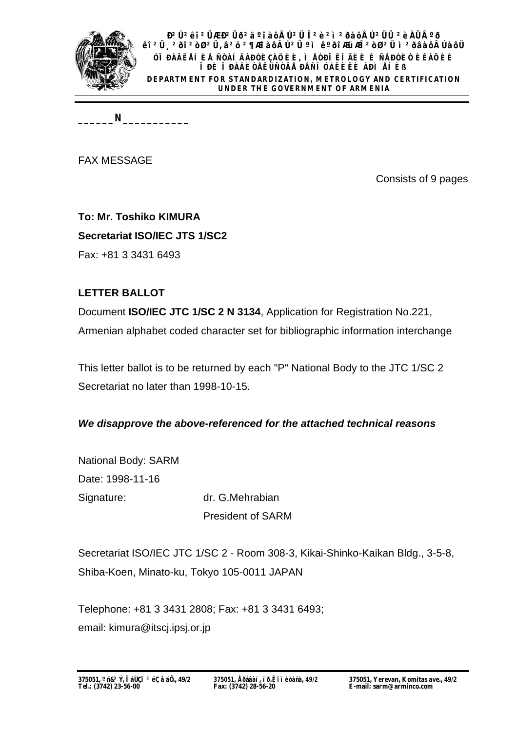Ð² Ú² êî ² ÜÆÐ² Üð² äºî àôÂ Ú² Ü Î ² è² ì ² ðàôÂ Ú² ÜÜ ² èÀÜÂ ºð
êî ² Ü¸ ² ðî ² òØ² Ü, â² ö ² ¶ÆÏàôÂ Ú² Ü ºì êºðîÆýÆÎ ² òØ² Ü ì ² ðâàôÂ Úàô Ü
ÓÏ ÐÀÂË ÅÍ ÈÅ ÑÒÀÍ ÄÀÐÒÈ ÇÀÖÈ È, Ì ÅÒÐÎ ËÎ ÃÈ È È ÑÅÐÒÈ ÔÈ ÊÀÖÈ È
Ï ÐÈ Ï ÐÀÂÈ ÒÅËÜÑÒÂÅ ÐÅÑÏ ÓÁËÈ ÊÈ ÀÐÌ ÅÍ Èß
DEPARTMENT FOR STANDARDIZATION, METROLOGY AND CERTIFICATION
UNDER THE GOVERNMENT OF ARMENIA

______N___________

FAX MESSAGE

Consists of 9 pages

**To: Mr. Toshiko KIMURA**

**Secretariat ISO/IEC JTS 1/SC2**

Fax: +81 3 3431 6493

**LETTER BALLOT**

Document **ISO/IEC JTC 1/SC 2 N 3134**, Application for Registration No.221, Armenian alphabet coded character set for bibliographic information interchange

This letter ballot is to be returned by each "P" National Body to the JTC 1/SC 2 Secretariat no later than 1998-10-15.

***We disapprove the above-referenced for the attached technical reasons***

National Body: SARM

Date: 1998-11-16

Signature: dr. G.Mehrabian

President of SARM

Secretariat ISO/IEC JTC 1/SC 2 - Room 308-3, Kikai-Shinko-Kaikan Bldg., 3-5-8, Shiba-Koen, Minato-ku, Tokyo 105-0011 JAPAN

Telephone: +81 3 3431 2808; Fax: +81 3 3431 6493;
email: kimura@itscj.ipsj.or.jp

375051, ºñ¨³ Ý, Î áÙÇï ³ ëÇ å áÕ., 49/2
Tel.: (3742) 23-56-00

375051, Åðåâàí , ï ð.Êî ì èòàñà, 49/2
Fax: (3742) 28-56-20

375051, Yerevan, Komitas ave., 49/2
E-mail: sarm@arminco.com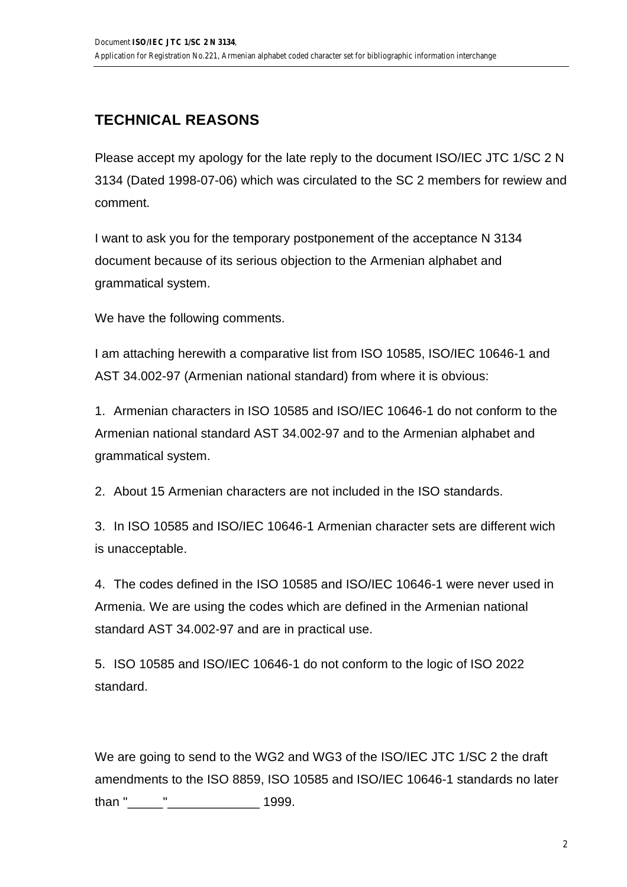## TECHNICAL REASONS

Please accept my apology for the late reply to the document ISO/IEC JTC 1/SC 2 N 3134 (Dated 1998-07-06) which was circulated to the SC 2 members for rewiew and comment.

I want to ask you for the temporary postponement of the acceptance N 3134 document because of its serious objection to the Armenian alphabet and grammatical system.

We have the following comments.

I am attaching herewith a comparative list from ISO 10585, ISO/IEC 10646-1 and AST 34.002-97 (Armenian national standard) from where it is obvious:

1. Armenian characters in ISO 10585 and ISO/IEC 10646-1 do not conform to the Armenian national standard AST 34.002-97 and to the Armenian alphabet and grammatical system.

2. About 15 Armenian characters are not included in the ISO standards.

3. In ISO 10585 and ISO/IEC 10646-1 Armenian character sets are different wich is unacceptable.

4. The codes defined in the ISO 10585 and ISO/IEC 10646-1 were never used in Armenia. We are using the codes which are defined in the Armenian national standard AST 34.002-97 and are in practical use.

5. ISO 10585 and ISO/IEC 10646-1 do not conform to the logic of ISO 2022 standard.

We are going to send to the WG2 and WG3 of the ISO/IEC JTC 1/SC 2 the draft amendments to the ISO 8859, ISO 10585 and ISO/IEC 10646-1 standards no later than "_____"_____________ 1999.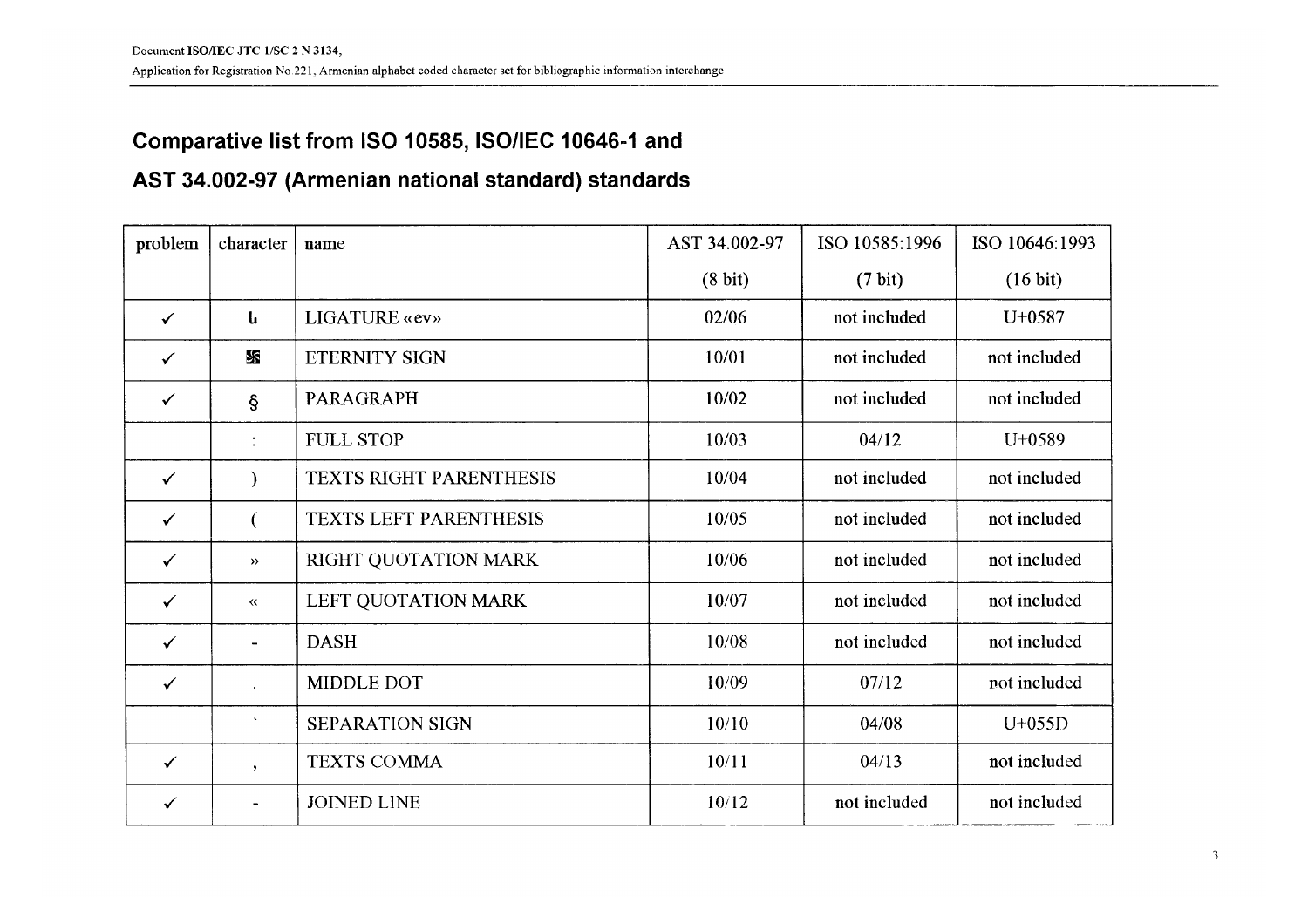## Comparative list from ISO 10585, ISO/IEC 10646-1 and

## AST 34.002-97 (Armenian national standard) standards

| problem | character | name | AST 34.002-97 | ISO 10585:1996 | ISO 10646:1993 |
|---|---|---|---|---|---|
| | | | (8 bit) | (7 bit) | (16 bit) |
| ✓ | և | LIGATURE «ev» | 02/06 | not included | U+0587 |
| ✓ | 卐 | ETERNITY SIGN | 10/01 | not included | not included |
| ✓ | § | PARAGRAPH | 10/02 | not included | not included |
| | : | FULL STOP | 10/03 | 04/12 | U+0589 |
| ✓ | ) | TEXTS RIGHT PARENTHESIS | 10/04 | not included | not included |
| ✓ | ( | TEXTS LEFT PARENTHESIS | 10/05 | not included | not included |
| ✓ | » | RIGHT QUOTATION MARK | 10/06 | not included | not included |
| ✓ | « | LEFT QUOTATION MARK | 10/07 | not included | not included |
| ✓ | - | DASH | 10/08 | not included | not included |
| ✓ | . | MIDDLE DOT | 10/09 | 07/12 | not included |
| | ` | SEPARATION SIGN | 10/10 | 04/08 | U+055D |
| ✓ | , | TEXTS COMMA | 10/11 | 04/13 | not included |
| ✓ | - | JOINED LINE | 10/12 | not included | not included |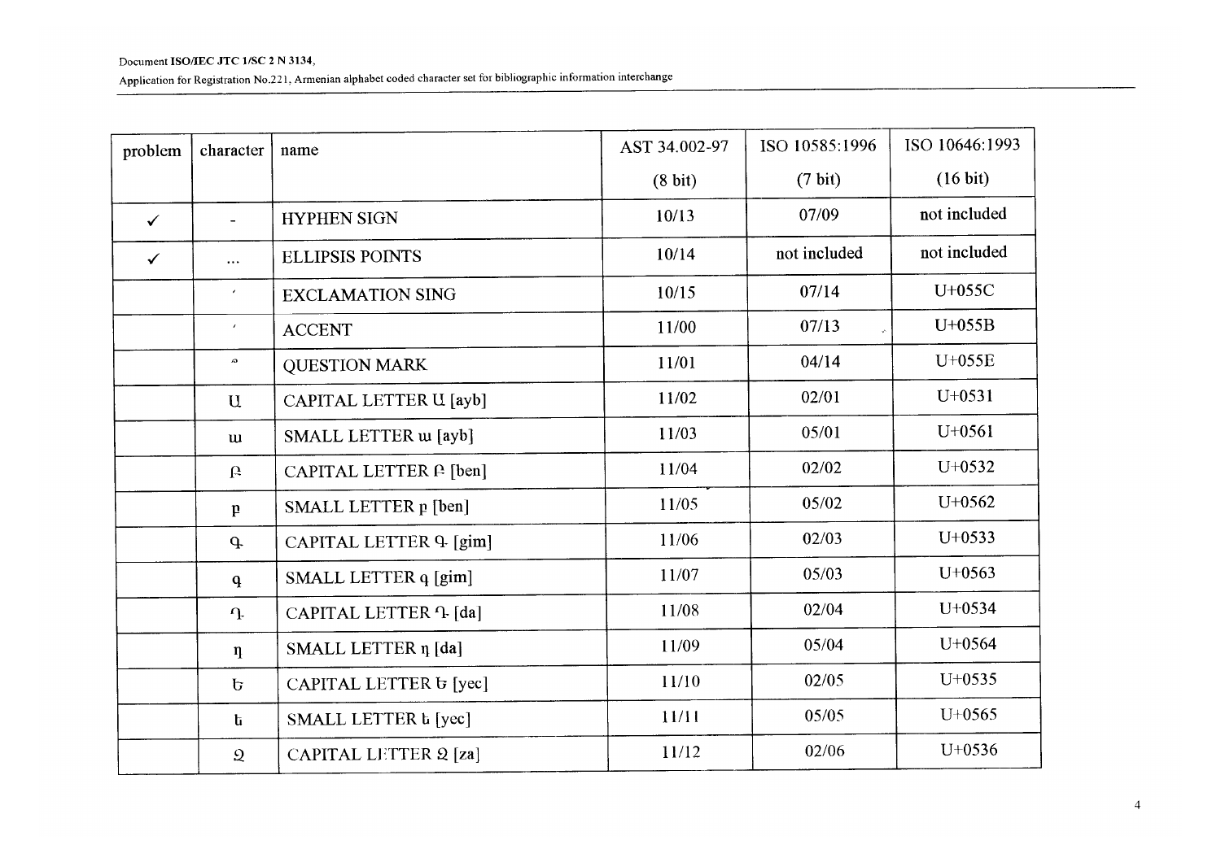| problem | character | name | AST 34.002-97 | ISO 10585:1996 | ISO 10646:1993 |
|---|---|---|---|---|---|
| | | | (8 bit) | (7 bit) | (16 bit) |
| ✓ | - | HYPHEN SIGN | 10/13 | 07/09 | not included |
| ✓ | ... | ELLIPSIS POINTS | 10/14 | not included | not included |
| | ՜ | EXCLAMATION SING | 10/15 | 07/14 | U+055C |
| | ՛ | ACCENT | 11/00 | 07/13 | U+055B |
| | ՞ | QUESTION MARK | 11/01 | 04/14 | U+055E |
| | Ա | CAPITAL LETTER Ա [ayb] | 11/02 | 02/01 | U+0531 |
| | ա | SMALL LETTER ա [ayb] | 11/03 | 05/01 | U+0561 |
| | Բ | CAPITAL LETTER Բ [ben] | 11/04 | 02/02 | U+0532 |
| | բ | SMALL LETTER բ [ben] | 11/05 | 05/02 | U+0562 |
| | Գ | CAPITAL LETTER Գ [gim] | 11/06 | 02/03 | U+0533 |
| | գ | SMALL LETTER գ [gim] | 11/07 | 05/03 | U+0563 |
| | Դ | CAPITAL LETTER Դ [da] | 11/08 | 02/04 | U+0534 |
| | դ | SMALL LETTER դ [da] | 11/09 | 05/04 | U+0564 |
| | Ե | CAPITAL LETTER Ե [yec] | 11/10 | 02/05 | U+0535 |
| | ե | SMALL LETTER ե [yec] | 11/11 | 05/05 | U+0565 |
| | Զ | CAPITAL LETTER Զ [za] | 11/12 | 02/06 | U+0536 |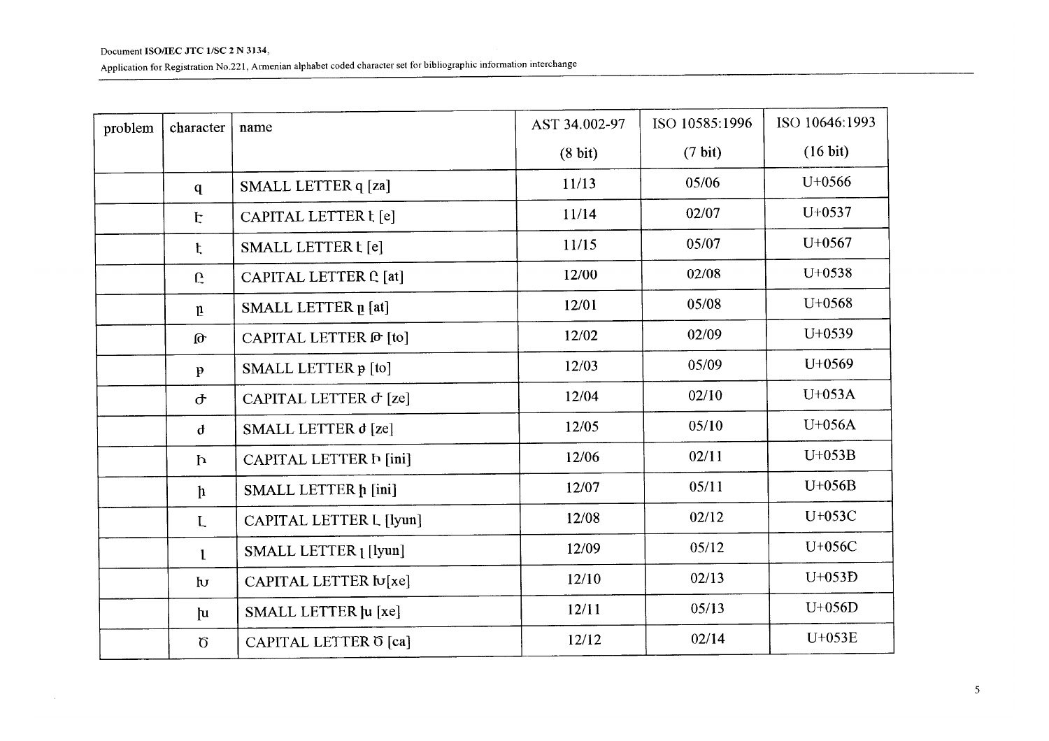| problem | character | name | AST 34.002-97 | ISO 10585:1996 | ISO 10646:1993 |
|---|---|---|---|---|---|
| | | | (8 bit) | (7 bit) | (16 bit) |
| | զ | SMALL LETTER զ [za] | 11/13 | 05/06 | U+0566 |
| | Է | CAPITAL LETTER Է [e] | 11/14 | 02/07 | U+0537 |
| | է | SMALL LETTER է [e] | 11/15 | 05/07 | U+0567 |
| | Ը | CAPITAL LETTER Ը [at] | 12/00 | 02/08 | U+0538 |
| | ը | SMALL LETTER ը [at] | 12/01 | 05/08 | U+0568 |
| | Թ | CAPITAL LETTER Թ [to] | 12/02 | 02/09 | U+0539 |
| | թ | SMALL LETTER թ [to] | 12/03 | 05/09 | U+0569 |
| | Ժ | CAPITAL LETTER Ժ [ze] | 12/04 | 02/10 | U+053A |
| | ժ | SMALL LETTER ժ [ze] | 12/05 | 05/10 | U+056A |
| | Ի | CAPITAL LETTER Ի [ini] | 12/06 | 02/11 | U+053B |
| | ի | SMALL LETTER ի [ini] | 12/07 | 05/11 | U+056B |
| | Լ | CAPITAL LETTER Լ [lyun] | 12/08 | 02/12 | U+053C |
| | լ | SMALL LETTER լ [lyun] | 12/09 | 05/12 | U+056C |
| | Խ | CAPITAL LETTER Խ[xe] | 12/10 | 02/13 | U+053Đ |
| | խ | SMALL LETTER խ [xe] | 12/11 | 05/13 | U+056D |
| | Ծ | CAPITAL LETTER Ծ [ca] | 12/12 | 02/14 | U+053E |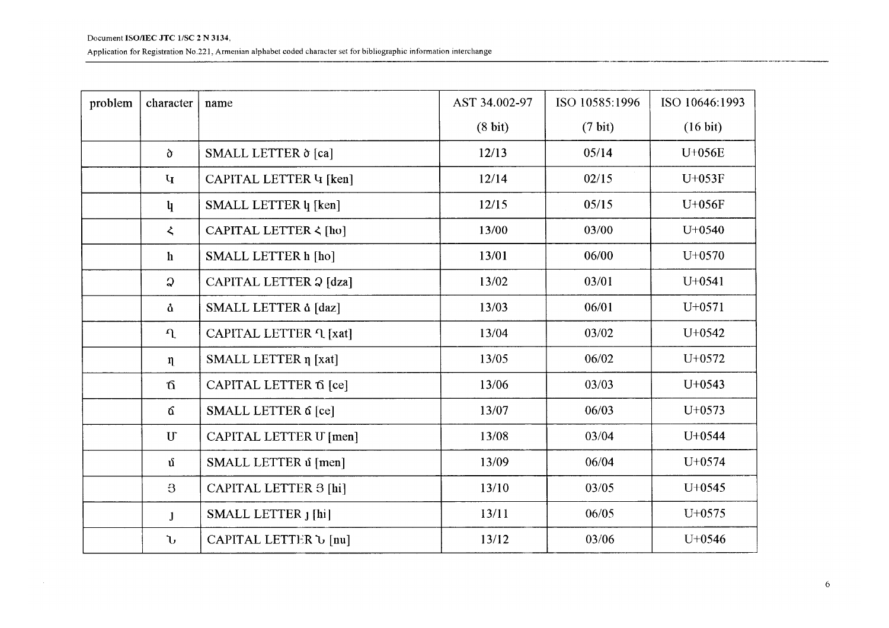| problem | character | name | AST 34.002-97 (8 bit) | ISO 10585:1996 (7 bit) | ISO 10646:1993 (16 bit) |
|---|---|---|---|---|---|
| | ծ | SMALL LETTER ծ [ca] | 12/13 | 05/14 | U+056E |
| | Կ | CAPITAL LETTER Կ [ken] | 12/14 | 02/15 | U+053F |
| | կ | SMALL LETTER կ [ken] | 12/15 | 05/15 | U+056F |
| | Հ | CAPITAL LETTER Հ [ho] | 13/00 | 03/00 | U+0540 |
| | հ | SMALL LETTER հ [ho] | 13/01 | 06/00 | U+0570 |
| | Ձ | CAPITAL LETTER Ձ [dza] | 13/02 | 03/01 | U+0541 |
| | ձ | SMALL LETTER ձ [daz] | 13/03 | 06/01 | U+0571 |
| | Ղ | CAPITAL LETTER Ղ [xat] | 13/04 | 03/02 | U+0542 |
| | ղ | SMALL LETTER ղ [xat] | 13/05 | 06/02 | U+0572 |
| | Ճ | CAPITAL LETTER Ճ [ce] | 13/06 | 03/03 | U+0543 |
| | ճ | SMALL LETTER ճ [ce] | 13/07 | 06/03 | U+0573 |
| | Մ | CAPITAL LETTER Մ [men] | 13/08 | 03/04 | U+0544 |
| | մ | SMALL LETTER մ [men] | 13/09 | 06/04 | U+0574 |
| | Յ | CAPITAL LETTER Յ [hi] | 13/10 | 03/05 | U+0545 |
| | յ | SMALL LETTER յ [hi] | 13/11 | 06/05 | U+0575 |
| | Ն | CAPITAL LETTER Ն [nu] | 13/12 | 03/06 | U+0546 |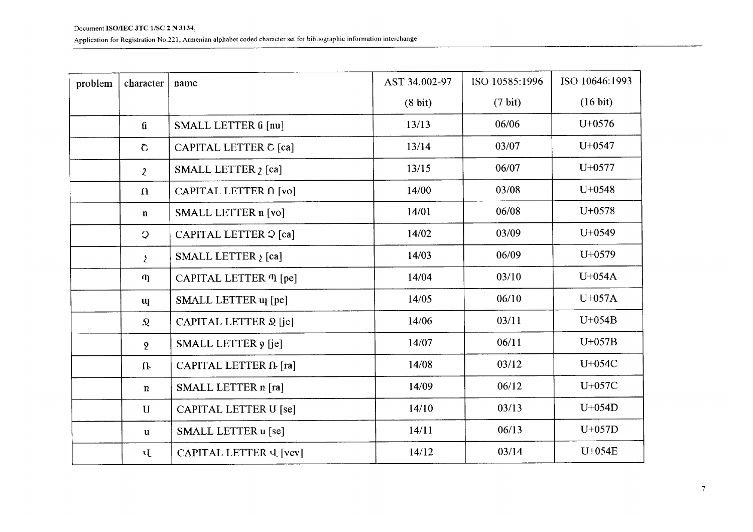| problem | character | name | AST 34.002-97 | ISO 10585:1996 | ISO 10646:1993 |
|---|---|---|---|---|---|
| | | | (8 bit) | (7 bit) | (16 bit) |
| | ն | SMALL LETTER ն [nu] | 13/13 | 06/06 | U+0576 |
| | Շ | CAPITAL LETTER Շ [ca] | 13/14 | 03/07 | U+0547 |
| | շ | SMALL LETTER շ [ca] | 13/15 | 06/07 | U+0577 |
| | Ո | CAPITAL LETTER Ո [vo] | 14/00 | 03/08 | U+0548 |
| | ո | SMALL LETTER ո [vo] | 14/01 | 06/08 | U+0578 |
| | Չ | CAPITAL LETTER Չ [ca] | 14/02 | 03/09 | U+0549 |
| | չ | SMALL LETTER չ [ca] | 14/03 | 06/09 | U+0579 |
| | Պ | CAPITAL LETTER Պ [pe] | 14/04 | 03/10 | U+054A |
| | պ | SMALL LETTER պ [pe] | 14/05 | 06/10 | U+057A |
| | Ջ | CAPITAL LETTER Ջ [je] | 14/06 | 03/11 | U+054B |
| | ջ | SMALL LETTER ջ [je] | 14/07 | 06/11 | U+057B |
| | Ռ | CAPITAL LETTER Ռ [ra] | 14/08 | 03/12 | U+054C |
| | ռ | SMALL LETTER ռ [ra] | 14/09 | 06/12 | U+057C |
| | Ս | CAPITAL LETTER Ս [se] | 14/10 | 03/13 | U+054D |
| | ս | SMALL LETTER ս [se] | 14/11 | 06/13 | U+057D |
| | Վ | CAPITAL LETTER Վ [vev] | 14/12 | 03/14 | U+054E |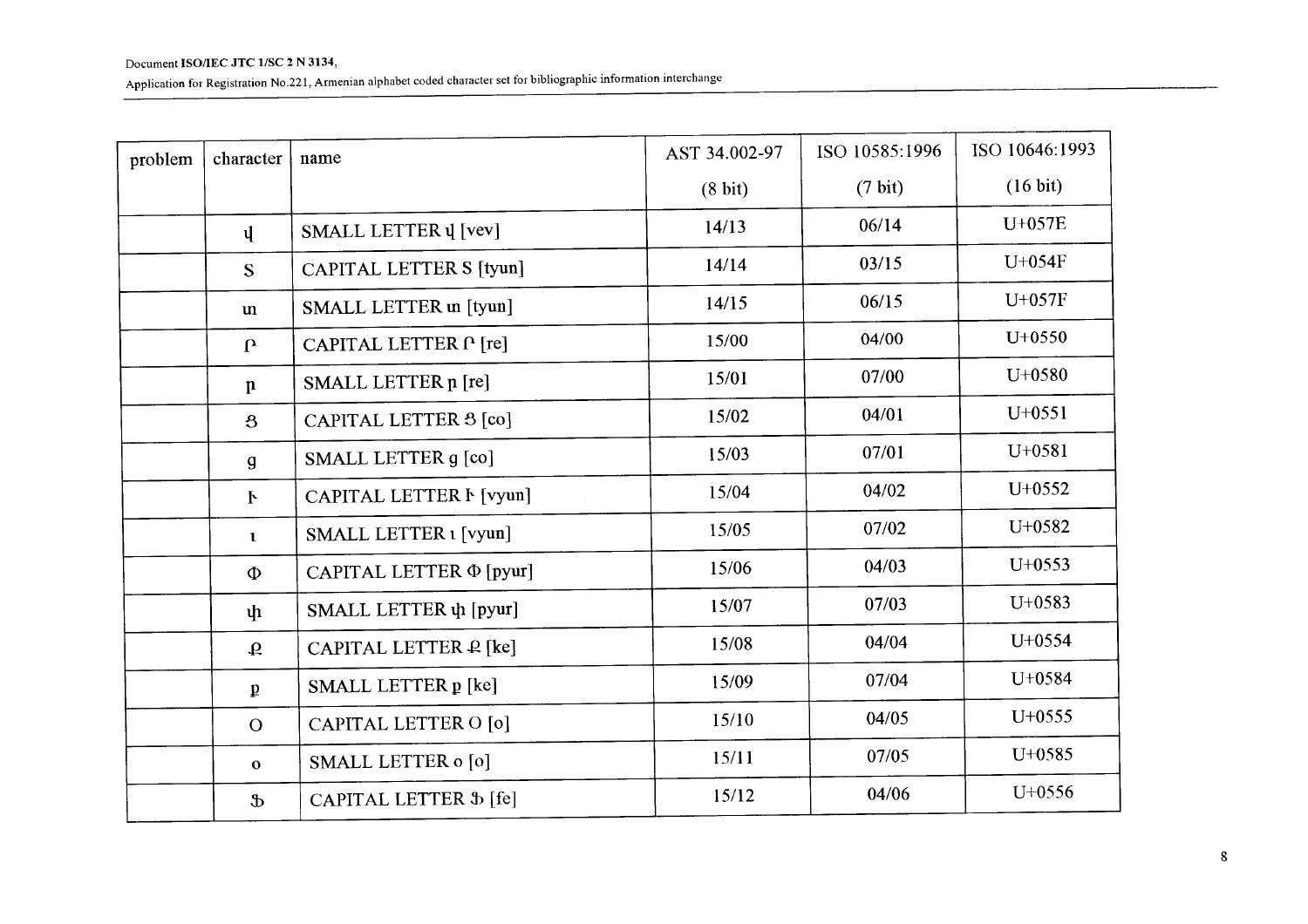| problem | character | name | AST 34.002-97 | ISO 10585:1996 | ISO 10646:1993 |
|---|---|---|---|---|---|
| | | | (8 bit) | (7 bit) | (16 bit) |
| | վ | SMALL LETTER վ [vev] | 14/13 | 06/14 | U+057E |
| | Տ | CAPITAL LETTER Տ [tyun] | 14/14 | 03/15 | U+054F |
| | տ | SMALL LETTER տ [tyun] | 14/15 | 06/15 | U+057F |
| | Ր | CAPITAL LETTER Ր [re] | 15/00 | 04/00 | U+0550 |
| | ր | SMALL LETTER ր [re] | 15/01 | 07/00 | U+0580 |
| | Ց | CAPITAL LETTER Ց [co] | 15/02 | 04/01 | U+0551 |
| | ց | SMALL LETTER ց [co] | 15/03 | 07/01 | U+0581 |
| | Ւ | CAPITAL LETTER Ւ [vyun] | 15/04 | 04/02 | U+0552 |
| | ւ | SMALL LETTER ւ [vyun] | 15/05 | 07/02 | U+0582 |
| | Փ | CAPITAL LETTER Փ [pyur] | 15/06 | 04/03 | U+0553 |
| | փ | SMALL LETTER փ [pyur] | 15/07 | 07/03 | U+0583 |
| | Ք | CAPITAL LETTER Ք [ke] | 15/08 | 04/04 | U+0554 |
| | ք | SMALL LETTER ք [ke] | 15/09 | 07/04 | U+0584 |
| | Օ | CAPITAL LETTER Օ [o] | 15/10 | 04/05 | U+0555 |
| | օ | SMALL LETTER օ [o] | 15/11 | 07/05 | U+0585 |
| | Ֆ | CAPITAL LETTER Ֆ [fe] | 15/12 | 04/06 | U+0556 |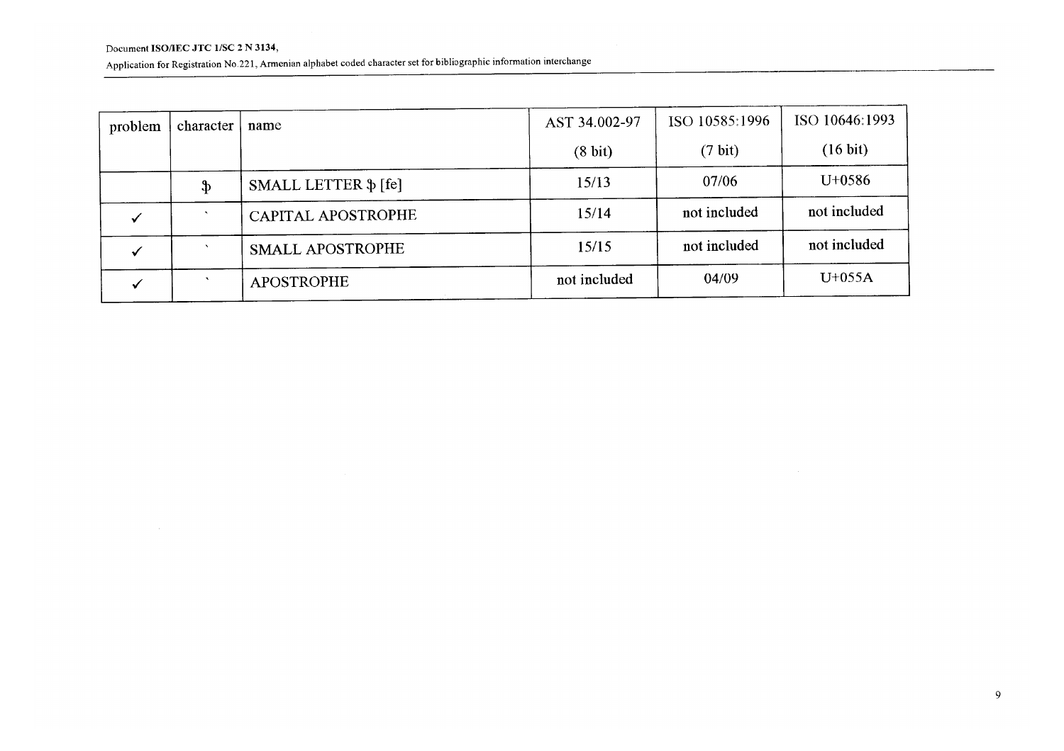| problem | character | name | AST 34.002-97 (8 bit) | ISO 10585:1996 (7 bit) | ISO 10646:1993 (16 bit) |
|---|---|---|---|---|---|
| | ֆ | SMALL LETTER ֆ [fe] | 15/13 | 07/06 | U+0586 |
| ✓ | ՚ | CAPITAL APOSTROPHE | 15/14 | not included | not included |
| ✓ | ՚ | SMALL APOSTROPHE | 15/15 | not included | not included |
| ✓ | ՚ | APOSTROPHE | not included | 04/09 | U+055A |